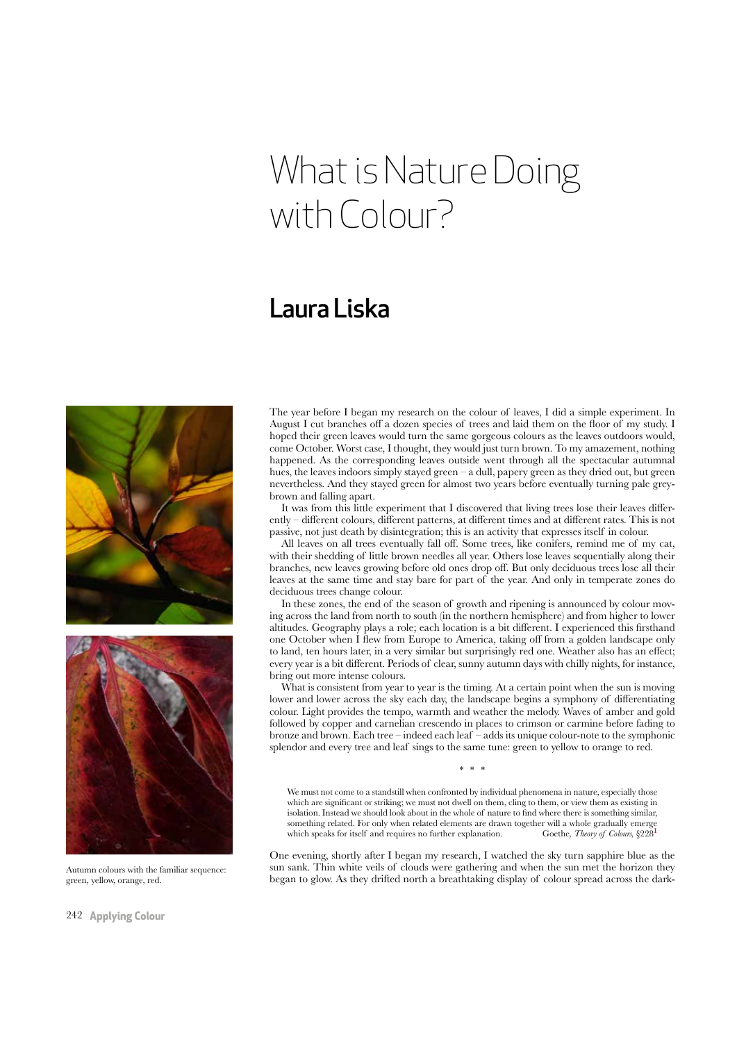# What is Nature Doing with Colour?

## Laura Liska

Autumn colours with the familiar sequence: green, yellow, orange, red.

The year before I began my research on the colour of leaves, I did a simple experiment. In August I cut branches off a dozen species of trees and laid them on the floor of my study. I hoped their green leaves would turn the same gorgeous colours as the leaves outdoors would, come October. Worst case, I thought, they would just turn brown. To my amazement, nothing happened. As the corresponding leaves outside went through all the spectacular autumnal hues, the leaves indoors simply stayed green – a dull, papery green as they dried out, but green nevertheless. And they stayed green for almost two years before eventually turning pale grey-brown and falling apart.

It was from this little experiment that I discovered that living trees lose their leaves differently – different colours, different patterns, at different times and at different rates. This is not passive, not just death by disintegration; this is an activity that expresses itself in colour.

All leaves on all trees eventually fall off. Some trees, like conifers, remind me of my cat, with their shedding of little brown needles all year. Others lose leaves sequentially along their branches, new leaves growing before old ones drop off. But only deciduous trees lose all their leaves at the same time and stay bare for part of the year. And only in temperate zones do deciduous trees change colour.

In these zones, the end of the season of growth and ripening is announced by colour moving across the land from north to south (in the northern hemisphere) and from higher to lower altitudes. Geography plays a role; each location is a bit different. I experienced this firsthand one October when I flew from Europe to America, taking off from a golden landscape only to land, ten hours later, in a very similar but surprisingly red one. Weather also has an effect; every year is a bit different. Periods of clear, sunny autumn days with chilly nights, for instance, bring out more intense colours.

What is consistent from year to year is the timing. At a certain point when the sun is moving lower and lower across the sky each day, the landscape begins a symphony of differentiating colour. Light provides the tempo, warmth and weather the melody. Waves of amber and gold followed by copper and carnelian crescendo in places to crimson or carmine before fading to bronze and brown. Each tree – indeed each leaf – adds its unique colour-note to the symphonic splendor and every tree and leaf sings to the same tune: green to yellow to orange to red.

\* \* \*

> We must not come to a standstill when confronted by individual phenomena in nature, especially those which are significant or striking; we must not dwell on them, cling to them, or view them as existing in isolation. Instead we should look about in the whole of nature to find where there is something similar, something related. For only when related elements are drawn together will a whole gradually emerge which speaks for itself and requires no further explanation. Goethe, *Theory of Colours*, §228[1]

One evening, shortly after I began my research, I watched the sky turn sapphire blue as the sun sank. Thin white veils of clouds were gathering and when the sun met the horizon they began to glow. As they drifted north a breathtaking display of colour spread across the dark-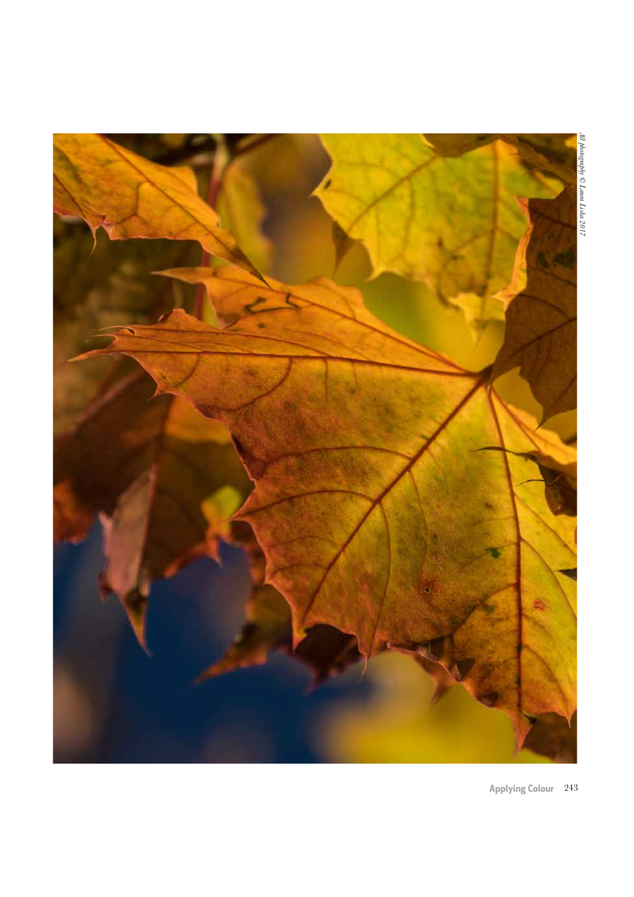*All photography © Laura Laska 2017*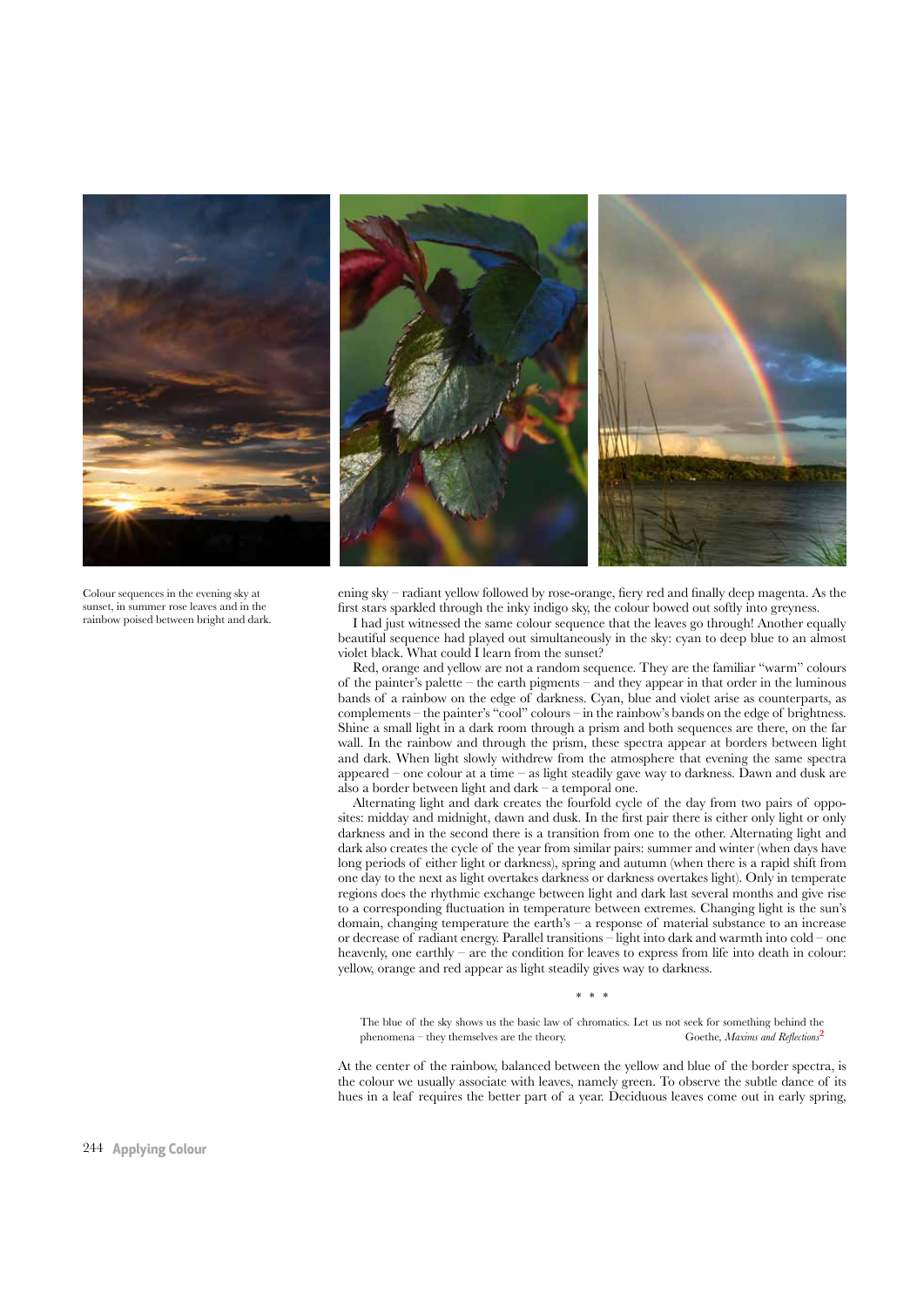Colour sequences in the evening sky at sunset, in summer rose leaves and in the rainbow poised between bright and dark.

ening sky – radiant yellow followed by rose-orange, fiery red and finally deep magenta. As the first stars sparkled through the inky indigo sky, the colour bowed out softly into greyness.

I had just witnessed the same colour sequence that the leaves go through! Another equally beautiful sequence had played out simultaneously in the sky: cyan to deep blue to an almost violet black. What could I learn from the sunset?

Red, orange and yellow are not a random sequence. They are the familiar "warm" colours of the painter's palette – the earth pigments – and they appear in that order in the luminous bands of a rainbow on the edge of darkness. Cyan, blue and violet arise as counterparts, as complements – the painter's "cool" colours – in the rainbow's bands on the edge of brightness. Shine a small light in a dark room through a prism and both sequences are there, on the far wall. In the rainbow and through the prism, these spectra appear at borders between light and dark. When light slowly withdrew from the atmosphere that evening the same spectra appeared – one colour at a time – as light steadily gave way to darkness. Dawn and dusk are also a border between light and dark – a temporal one.

Alternating light and dark creates the fourfold cycle of the day from two pairs of opposites: midday and midnight, dawn and dusk. In the first pair there is either only light or only darkness and in the second there is a transition from one to the other. Alternating light and dark also creates the cycle of the year from similar pairs: summer and winter (when days have long periods of either light or darkness), spring and autumn (when there is a rapid shift from one day to the next as light overtakes darkness or darkness overtakes light). Only in temperate regions does the rhythmic exchange between light and dark last several months and give rise to a corresponding fluctuation in temperature between extremes. Changing light is the sun's domain, changing temperature the earth's – a response of material substance to an increase or decrease of radiant energy. Parallel transitions – light into dark and warmth into cold – one heavenly, one earthly – are the condition for leaves to express from life into death in colour: yellow, orange and red appear as light steadily gives way to darkness.

\* \* \*

> The blue of the sky shows us the basic law of chromatics. Let us not seek for something behind the phenomena – they themselves are the theory.
> Goethe, *Maxims and Reflections*[2]

At the center of the rainbow, balanced between the yellow and blue of the border spectra, is the colour we usually associate with leaves, namely green. To observe the subtle dance of its hues in a leaf requires the better part of a year. Deciduous leaves come out in early spring,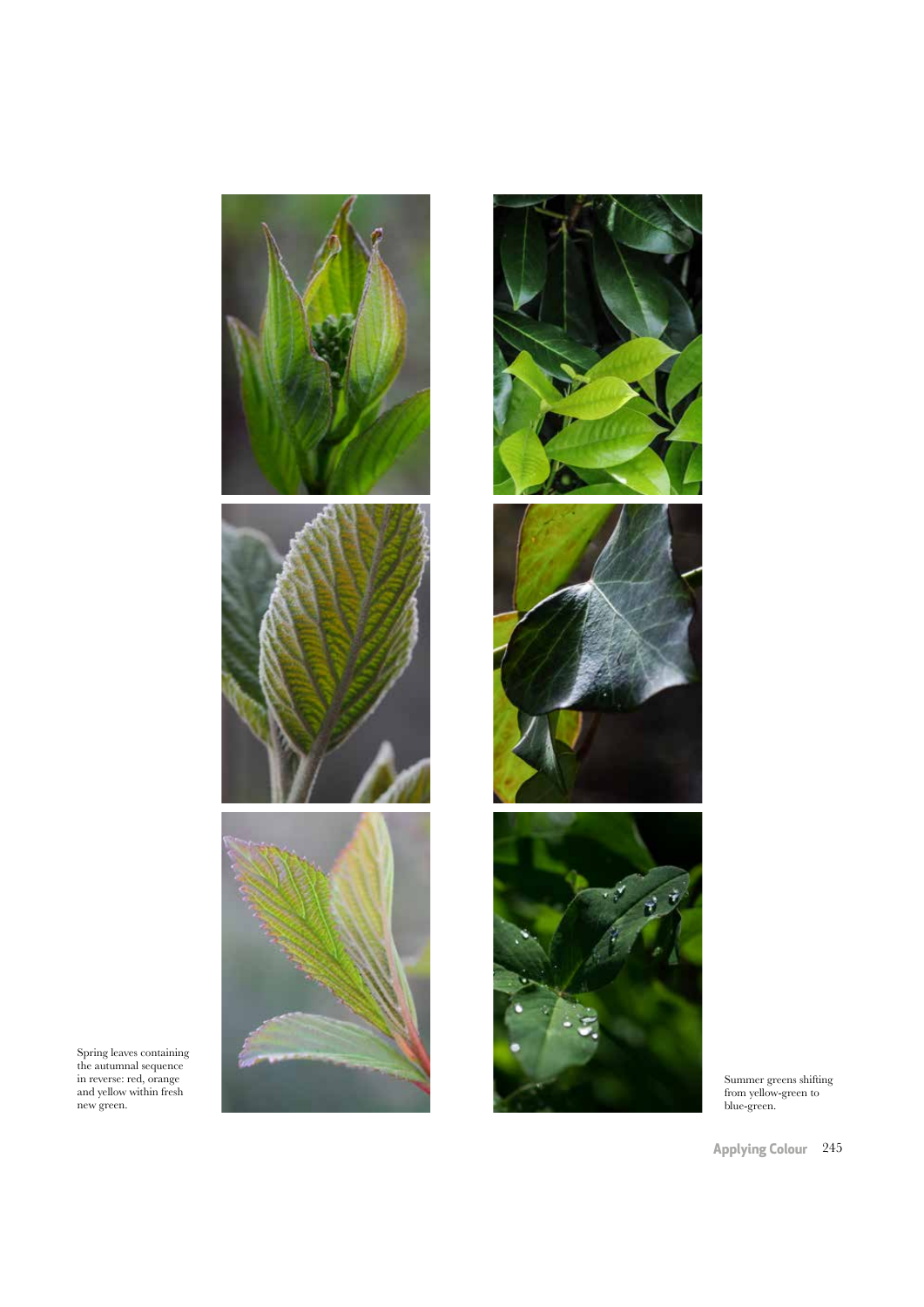Spring leaves containing the autumnal sequence in reverse: red, orange and yellow within fresh new green.

Summer greens shifting from yellow-green to blue-green.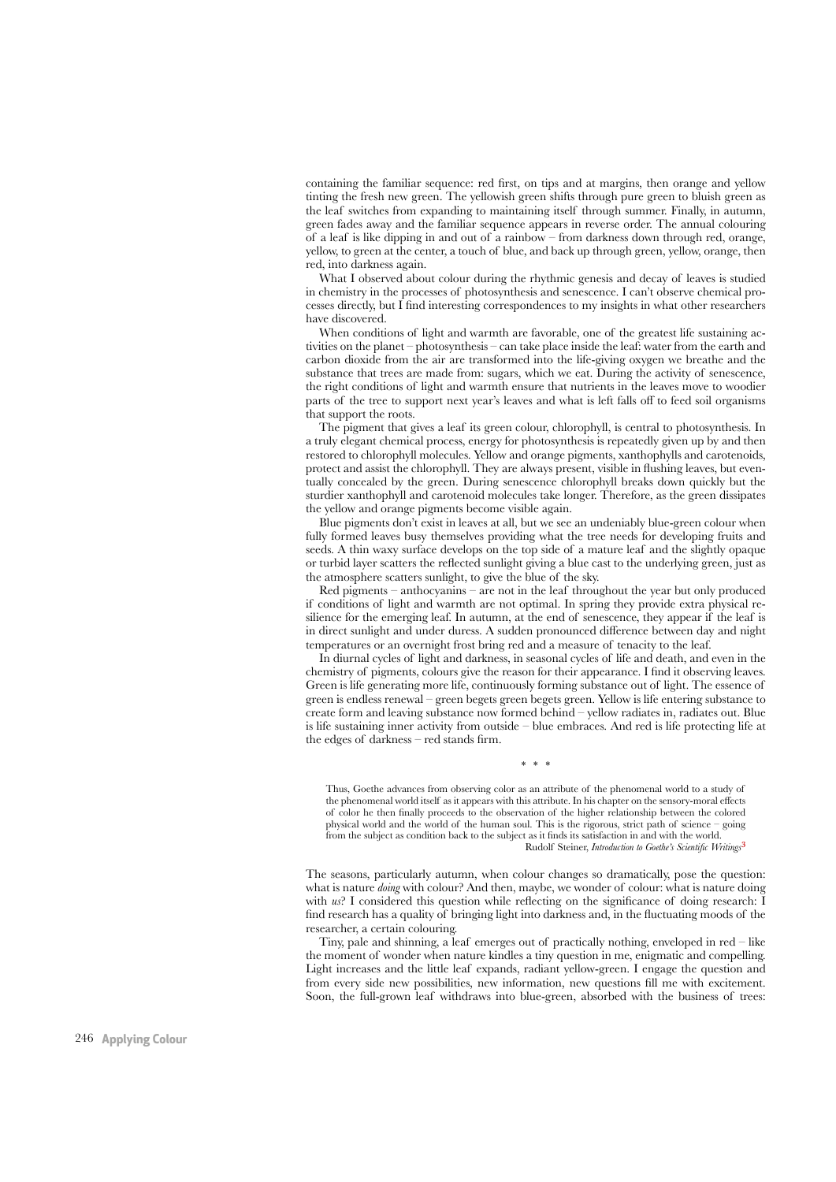containing the familiar sequence: red first, on tips and at margins, then orange and yellow tinting the fresh new green. The yellowish green shifts through pure green to bluish green as the leaf switches from expanding to maintaining itself through summer. Finally, in autumn, green fades away and the familiar sequence appears in reverse order. The annual colouring of a leaf is like dipping in and out of a rainbow – from darkness down through red, orange, yellow, to green at the center, a touch of blue, and back up through green, yellow, orange, then red, into darkness again.

What I observed about colour during the rhythmic genesis and decay of leaves is studied in chemistry in the processes of photosynthesis and senescence. I can't observe chemical processes directly, but I find interesting correspondences to my insights in what other researchers have discovered.

When conditions of light and warmth are favorable, one of the greatest life sustaining activities on the planet – photosynthesis – can take place inside the leaf: water from the earth and carbon dioxide from the air are transformed into the life-giving oxygen we breathe and the substance that trees are made from: sugars, which we eat. During the activity of senescence, the right conditions of light and warmth ensure that nutrients in the leaves move to woodier parts of the tree to support next year's leaves and what is left falls off to feed soil organisms that support the roots.

The pigment that gives a leaf its green colour, chlorophyll, is central to photosynthesis. In a truly elegant chemical process, energy for photosynthesis is repeatedly given up by and then restored to chlorophyll molecules. Yellow and orange pigments, xanthophylls and carotenoids, protect and assist the chlorophyll. They are always present, visible in flushing leaves, but eventually concealed by the green. During senescence chlorophyll breaks down quickly but the sturdier xanthophyll and carotenoid molecules take longer. Therefore, as the green dissipates the yellow and orange pigments become visible again.

Blue pigments don't exist in leaves at all, but we see an undeniably blue-green colour when fully formed leaves busy themselves providing what the tree needs for developing fruits and seeds. A thin waxy surface develops on the top side of a mature leaf and the slightly opaque or turbid layer scatters the reflected sunlight giving a blue cast to the underlying green, just as the atmosphere scatters sunlight, to give the blue of the sky.

Red pigments – anthocyanins – are not in the leaf throughout the year but only produced if conditions of light and warmth are not optimal. In spring they provide extra physical resilience for the emerging leaf. In autumn, at the end of senescence, they appear if the leaf is in direct sunlight and under duress. A sudden pronounced difference between day and night temperatures or an overnight frost bring red and a measure of tenacity to the leaf.

In diurnal cycles of light and darkness, in seasonal cycles of life and death, and even in the chemistry of pigments, colours give the reason for their appearance. I find it observing leaves. Green is life generating more life, continuously forming substance out of light. The essence of green is endless renewal – green begets green begets green. Yellow is life entering substance to create form and leaving substance now formed behind – yellow radiates in, radiates out. Blue is life sustaining inner activity from outside – blue embraces. And red is life protecting life at the edges of darkness – red stands firm.

\* \* \*

> Thus, Goethe advances from observing color as an attribute of the phenomenal world to a study of the phenomenal world itself as it appears with this attribute. In his chapter on the sensory-moral effects of color he then finally proceeds to the observation of the higher relationship between the colored physical world and the world of the human soul. This is the rigorous, strict path of science – going from the subject as condition back to the subject as it finds its satisfaction in and with the world.
>
> Rudolf Steiner, *Introduction to Goethe's Scientific Writings*[3]

The seasons, particularly autumn, when colour changes so dramatically, pose the question: what is nature *doing* with colour? And then, maybe, we wonder of colour: what is nature doing with *us*? I considered this question while reflecting on the significance of doing research: I find research has a quality of bringing light into darkness and, in the fluctuating moods of the researcher, a certain colouring.

Tiny, pale and shinning, a leaf emerges out of practically nothing, enveloped in red – like the moment of wonder when nature kindles a tiny question in me, enigmatic and compelling. Light increases and the little leaf expands, radiant yellow-green. I engage the question and from every side new possibilities, new information, new questions fill me with excitement. Soon, the full-grown leaf withdraws into blue-green, absorbed with the business of trees: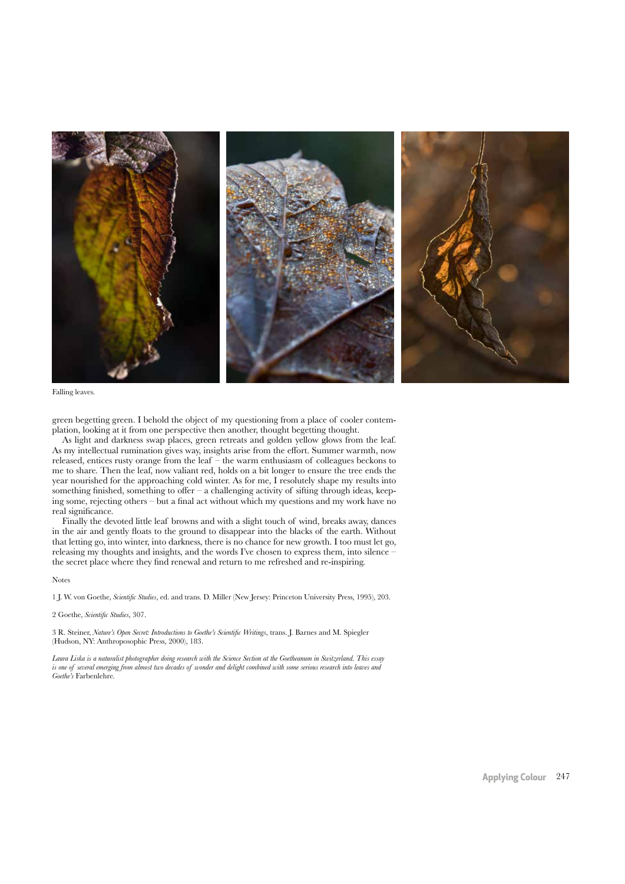Falling leaves.

green begetting green. I behold the object of my questioning from a place of cooler contemplation, looking at it from one perspective then another, thought begetting thought.

As light and darkness swap places, green retreats and golden yellow glows from the leaf. As my intellectual rumination gives way, insights arise from the effort. Summer warmth, now released, entices rusty orange from the leaf – the warm enthusiasm of colleagues beckons to me to share. Then the leaf, now valiant red, holds on a bit longer to ensure the tree ends the year nourished for the approaching cold winter. As for me, I resolutely shape my results into something finished, something to offer – a challenging activity of sifting through ideas, keeping some, rejecting others – but a final act without which my questions and my work have no real significance.

Finally the devoted little leaf browns and with a slight touch of wind, breaks away, dances in the air and gently floats to the ground to disappear into the blacks of the earth. Without that letting go, into winter, into darkness, there is no chance for new growth. I too must let go, releasing my thoughts and insights, and the words I've chosen to express them, into silence – the secret place where they find renewal and return to me refreshed and re-inspiring.

Notes

1 J. W. von Goethe, *Scientific Studies*, ed. and trans. D. Miller (New Jersey: Princeton University Press, 1995), 203.

2 Goethe, *Scientific Studies*, 307.

3 R. Steiner, *Nature's Open Secret: Introductions to Goethe's Scientific Writings*, trans. J. Barnes and M. Spiegler (Hudson, NY: Anthroposophic Press, 2000), 183.

*Laura Liska is a naturalist photographer doing research with the Science Section at the Goetheanum in Switzerland. This essay is one of several emerging from almost two decades of wonder and delight combined with some serious research into leaves and Goethe's* Farbenlehre.